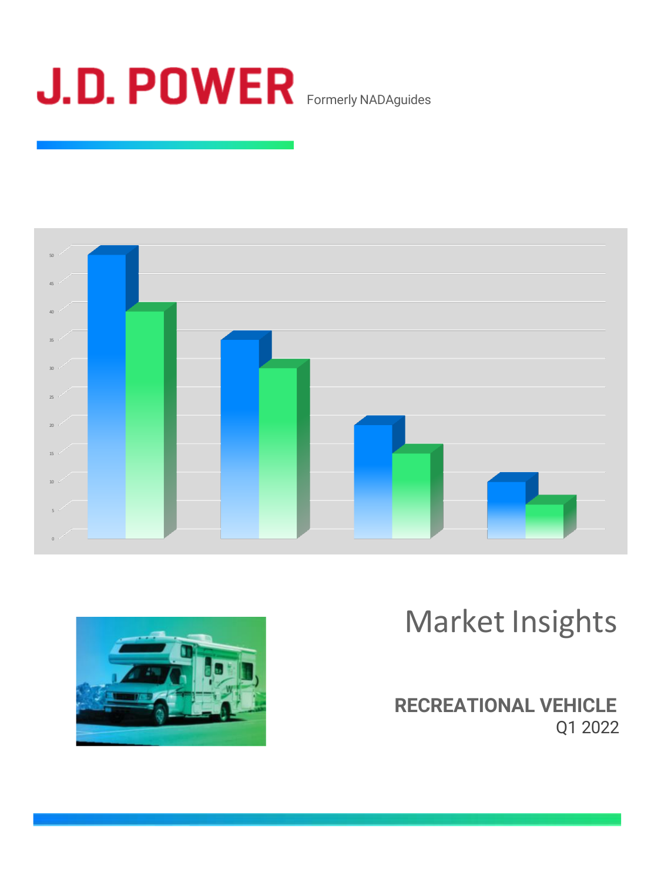# J.D. POWER

Formerly NADAguides

# Market Insights

## RECREATIONAL VEHICLE

Q1 2022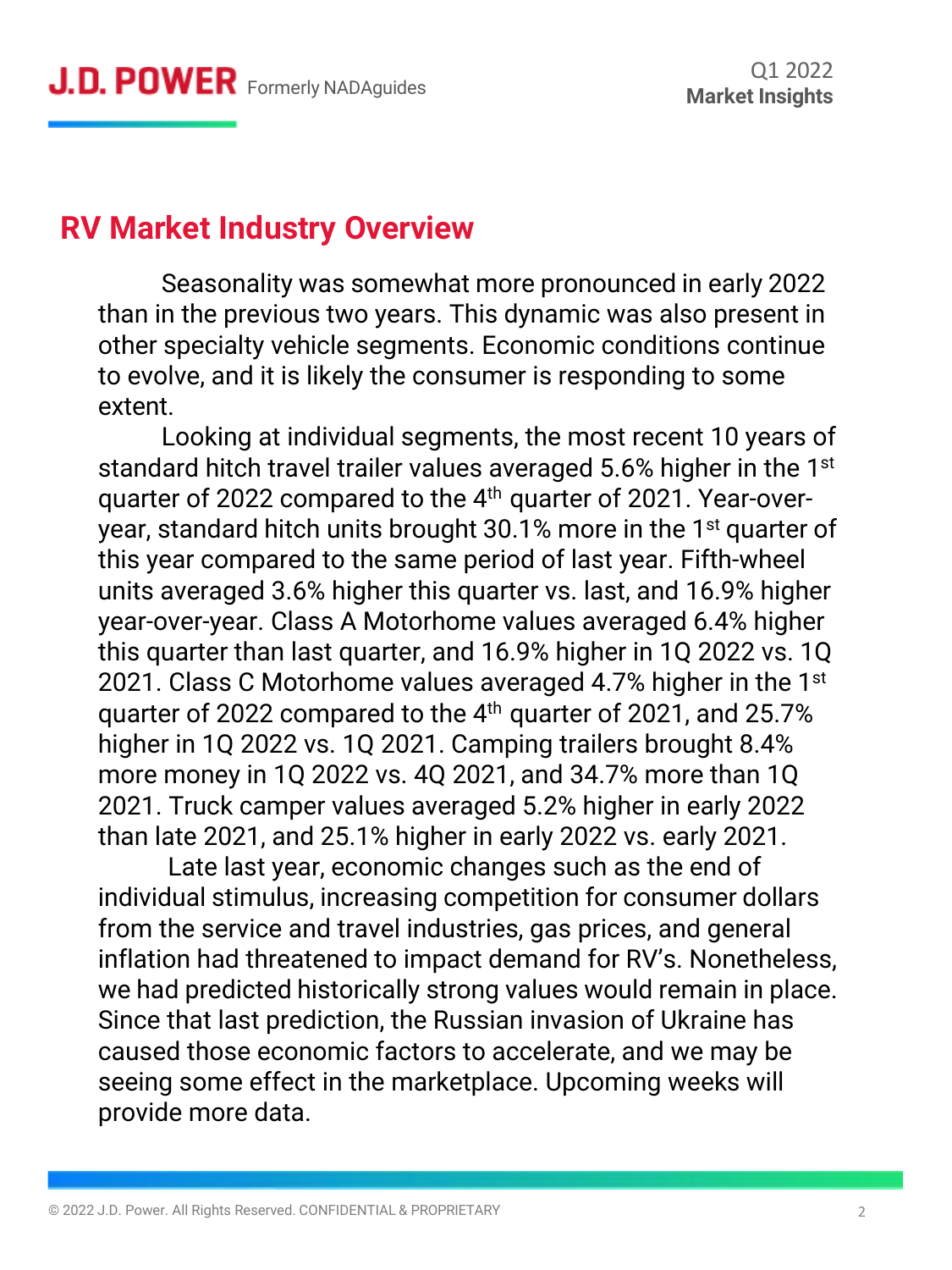## RV Market Industry Overview

Seasonality was somewhat more pronounced in early 2022 than in the previous two years. This dynamic was also present in other specialty vehicle segments. Economic conditions continue to evolve, and it is likely the consumer is responding to some extent.

Looking at individual segments, the most recent 10 years of standard hitch travel trailer values averaged 5.6% higher in the 1st quarter of 2022 compared to the 4th quarter of 2021. Year-over-year, standard hitch units brought 30.1% more in the 1st quarter of this year compared to the same period of last year. Fifth-wheel units averaged 3.6% higher this quarter vs. last, and 16.9% higher year-over-year. Class A Motorhome values averaged 6.4% higher this quarter than last quarter, and 16.9% higher in 1Q 2022 vs. 1Q 2021. Class C Motorhome values averaged 4.7% higher in the 1st quarter of 2022 compared to the 4th quarter of 2021, and 25.7% higher in 1Q 2022 vs. 1Q 2021. Camping trailers brought 8.4% more money in 1Q 2022 vs. 4Q 2021, and 34.7% more than 1Q 2021. Truck camper values averaged 5.2% higher in early 2022 than late 2021, and 25.1% higher in early 2022 vs. early 2021.

Late last year, economic changes such as the end of individual stimulus, increasing competition for consumer dollars from the service and travel industries, gas prices, and general inflation had threatened to impact demand for RV's. Nonetheless, we had predicted historically strong values would remain in place. Since that last prediction, the Russian invasion of Ukraine has caused those economic factors to accelerate, and we may be seeing some effect in the marketplace. Upcoming weeks will provide more data.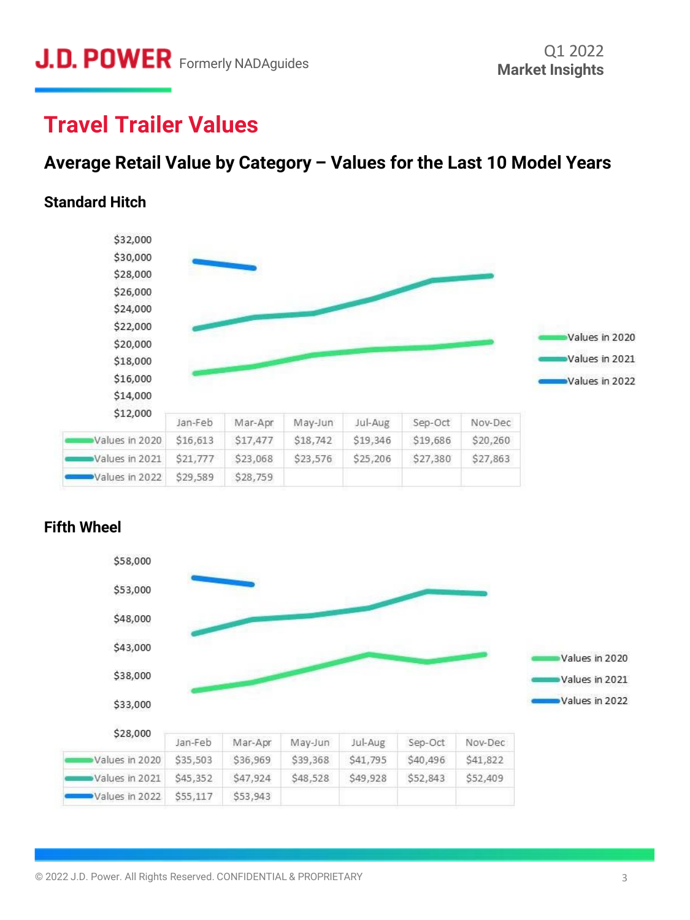# Travel Trailer Values

## Average Retail Value by Category – Values for the Last 10 Model Years

### Standard Hitch

| | Jan-Feb | Mar-Apr | May-Jun | Jul-Aug | Sep-Oct | Nov-Dec |
|---|---|---|---|---|---|---|
| Values in 2020 | $16,613 | $17,477 | $18,742 | $19,346 | $19,686 | $20,260 |
| Values in 2021 | $21,777 | $23,068 | $23,576 | $25,206 | $27,380 | $27,863 |
| Values in 2022 | $29,589 | $28,759 | | | | |

### Fifth Wheel

| | Jan-Feb | Mar-Apr | May-Jun | Jul-Aug | Sep-Oct | Nov-Dec |
|---|---|---|---|---|---|---|
| Values in 2020 | $35,503 | $36,969 | $39,368 | $41,795 | $40,496 | $41,822 |
| Values in 2021 | $45,352 | $47,924 | $48,528 | $49,928 | $52,843 | $52,409 |
| Values in 2022 | $55,117 | $53,943 | | | | |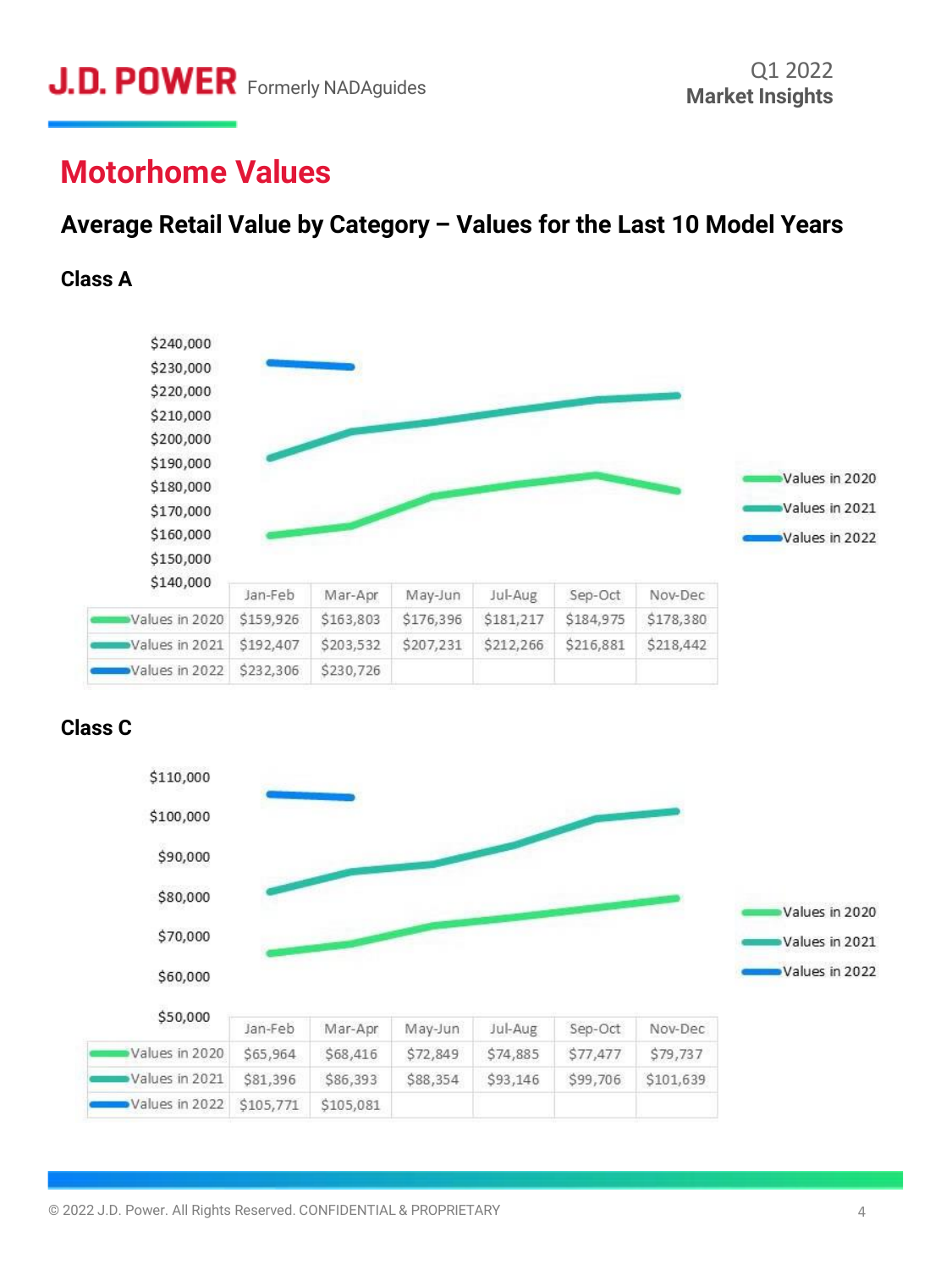# Motorhome Values

## Average Retail Value by Category – Values for the Last 10 Model Years

### Class A

| | Jan-Feb | Mar-Apr | May-Jun | Jul-Aug | Sep-Oct | Nov-Dec |
|---|---|---|---|---|---|---|
| Values in 2020 | $159,926 | $163,803 | $176,396 | $181,217 | $184,975 | $178,380 |
| Values in 2021 | $192,407 | $203,532 | $207,231 | $212,266 | $216,881 | $218,442 |
| Values in 2022 | $232,306 | $230,726 | | | | |

### Class C

| | Jan-Feb | Mar-Apr | May-Jun | Jul-Aug | Sep-Oct | Nov-Dec |
|---|---|---|---|---|---|---|
| Values in 2020 | $65,964 | $68,416 | $72,849 | $74,885 | $77,477 | $79,737 |
| Values in 2021 | $81,396 | $86,393 | $88,354 | $93,146 | $99,706 | $101,639 |
| Values in 2022 | $105,771 | $105,081 | | | | |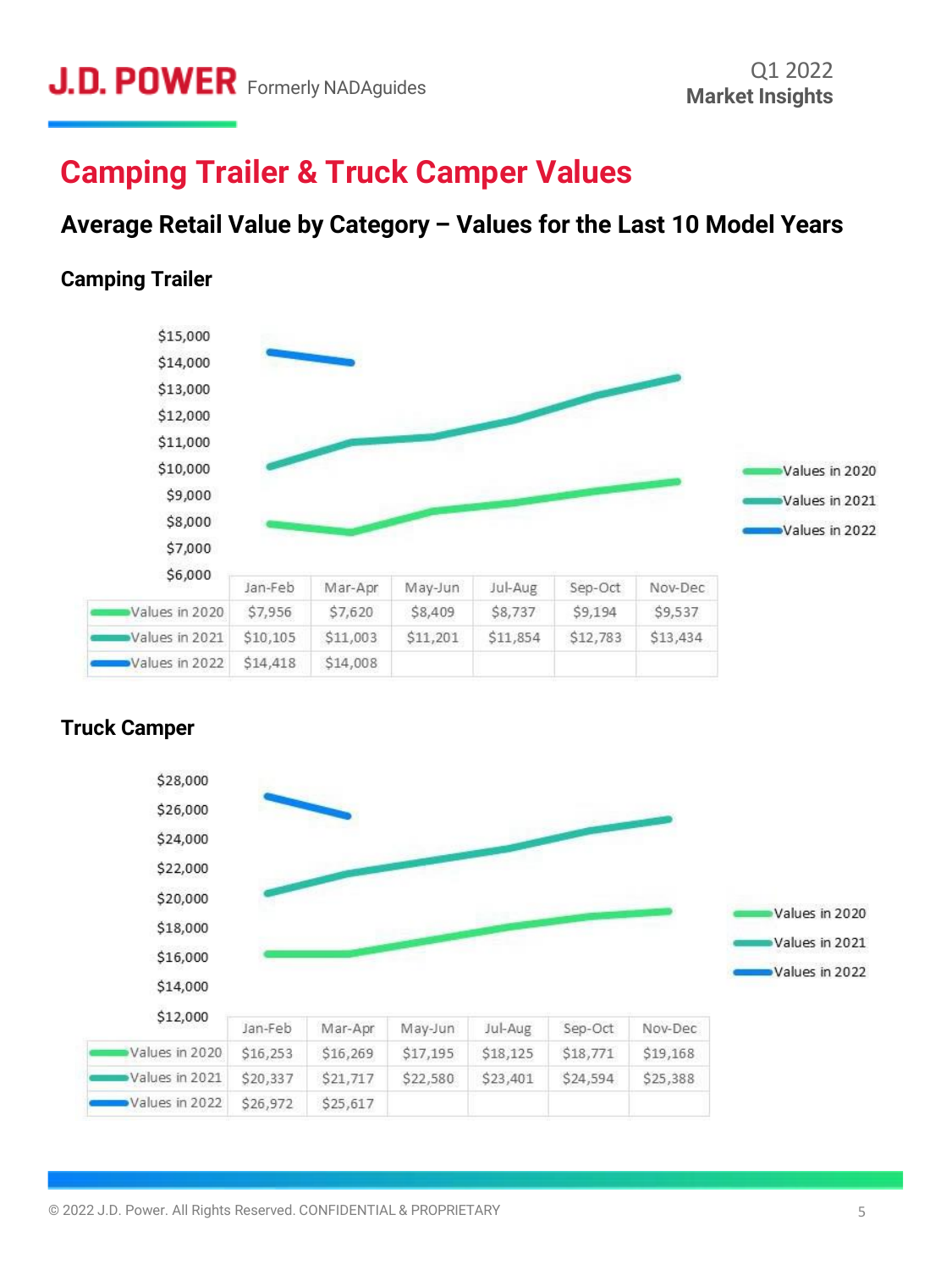# Camping Trailer & Truck Camper Values

## Average Retail Value by Category – Values for the Last 10 Model Years

### Camping Trailer

| | Jan-Feb | Mar-Apr | May-Jun | Jul-Aug | Sep-Oct | Nov-Dec |
|---|---|---|---|---|---|---|
| Values in 2020 | $7,956 | $7,620 | $8,409 | $8,737 | $9,194 | $9,537 |
| Values in 2021 | $10,105 | $11,003 | $11,201 | $11,854 | $12,783 | $13,434 |
| Values in 2022 | $14,418 | $14,008 | | | | |

### Truck Camper

| | Jan-Feb | Mar-Apr | May-Jun | Jul-Aug | Sep-Oct | Nov-Dec |
|---|---|---|---|---|---|---|
| Values in 2020 | $16,253 | $16,269 | $17,195 | $18,125 | $18,771 | $19,168 |
| Values in 2021 | $20,337 | $21,717 | $22,580 | $23,401 | $24,594 | $25,388 |
| Values in 2022 | $26,972 | $25,617 | | | | |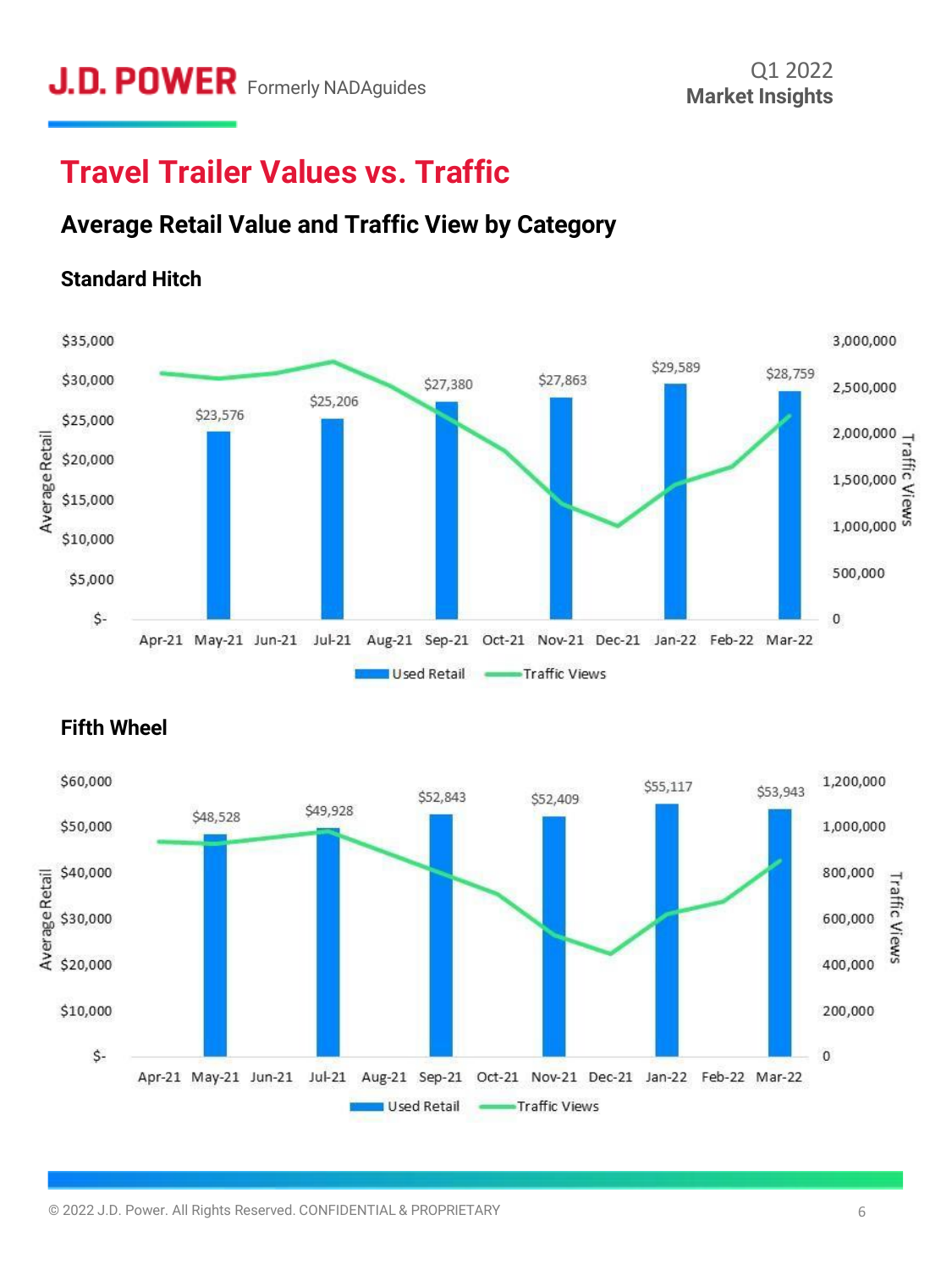# Travel Trailer Values vs. Traffic

## Average Retail Value and Traffic View by Category

### Standard Hitch

| Month | Used Retail |
|---|---|
| May-21 | $23,576 |
| Jul-21 | $25,206 |
| Sep-21 | $27,380 |
| Nov-21 | $27,863 |
| Jan-22 | $29,589 |
| Mar-22 | $28,759 |

### Fifth Wheel

| Month | Used Retail |
|---|---|
| May-21 | $48,528 |
| Jul-21 | $49,928 |
| Sep-21 | $52,843 |
| Nov-21 | $52,409 |
| Jan-22 | $55,117 |
| Mar-22 | $53,943 |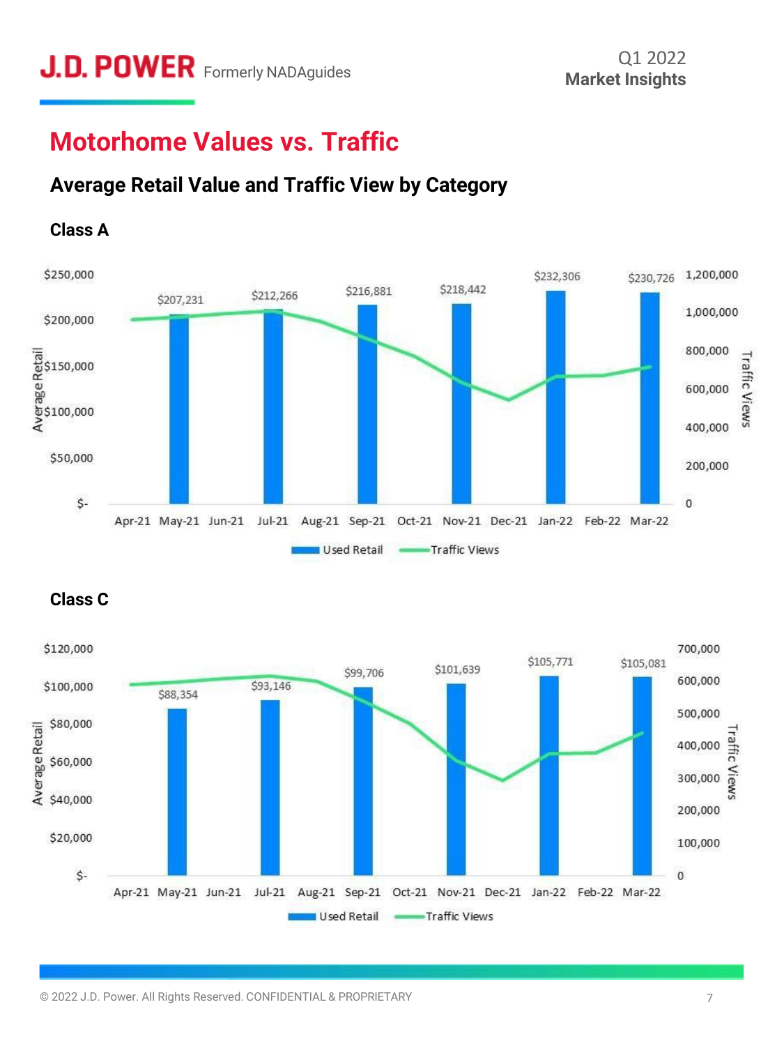# Motorhome Values vs. Traffic

## Average Retail Value and Traffic View by Category

### Class A

| Month | Used Retail |
|---|---|
| May-21 | $207,231 |
| Jul-21 | $212,266 |
| Sep-21 | $216,881 |
| Nov-21 | $218,442 |
| Jan-22 | $232,306 |
| Mar-22 | $230,726 |

Average Retail axis: $- to $250,000; Traffic Views axis: 0 to 1,200,000

Months: Apr-21, May-21, Jun-21, Jul-21, Aug-21, Sep-21, Oct-21, Nov-21, Dec-21, Jan-22, Feb-22, Mar-22

Legend: Used Retail, Traffic Views

### Class C

| Month | Used Retail |
|---|---|
| May-21 | $88,354 |
| Jul-21 | $93,146 |
| Sep-21 | $99,706 |
| Nov-21 | $101,639 |
| Jan-22 | $105,771 |
| Mar-22 | $105,081 |

Average Retail axis: $- to $120,000; Traffic Views axis: 0 to 700,000

Months: Apr-21, May-21, Jun-21, Jul-21, Aug-21, Sep-21, Oct-21, Nov-21, Dec-21, Jan-22, Feb-22, Mar-22

Legend: Used Retail, Traffic Views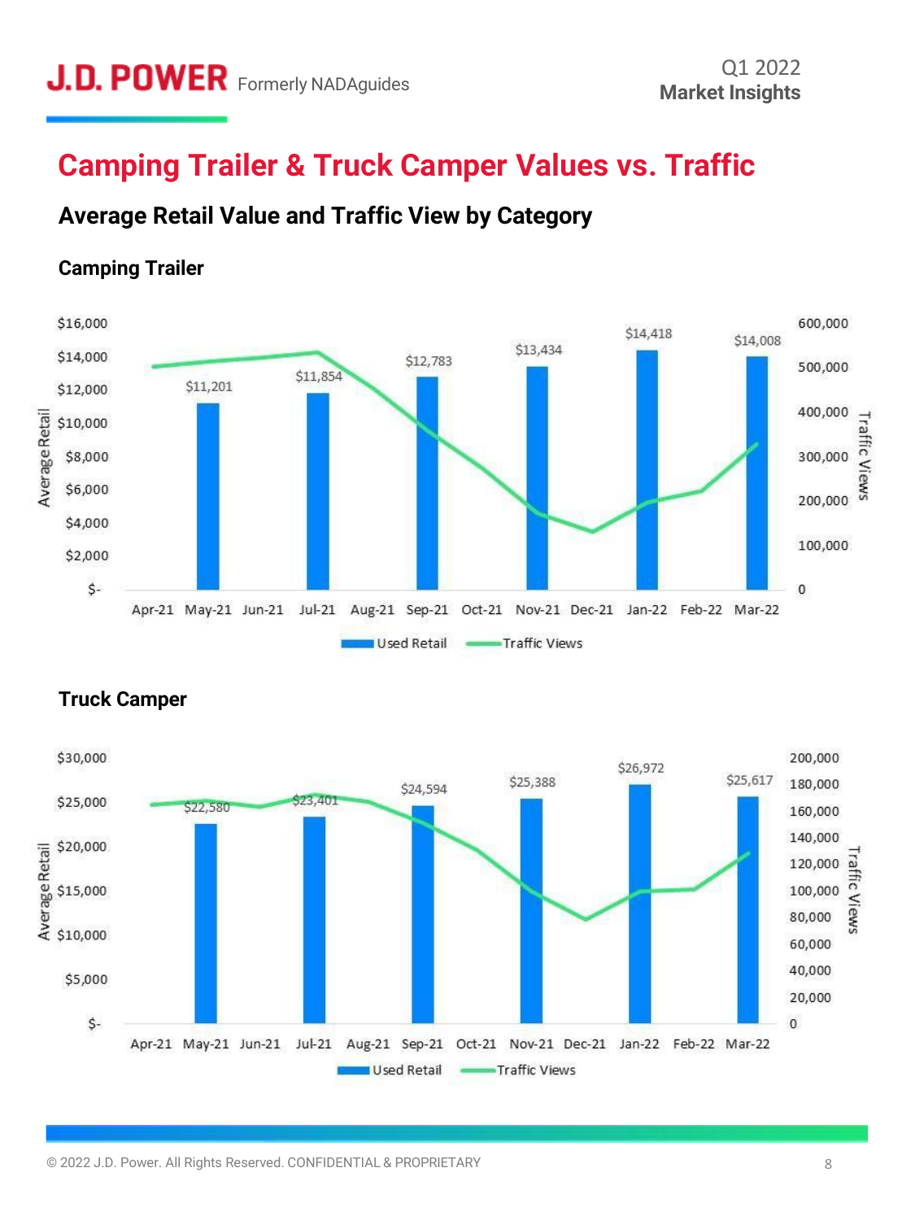# Camping Trailer & Truck Camper Values vs. Traffic

## Average Retail Value and Traffic View by Category

### Camping Trailer

| Month | Used Retail |
| --- | --- |
| May-21 | $11,201 |
| Jul-21 | $11,854 |
| Sep-21 | $12,783 |
| Nov-21 | $13,434 |
| Jan-22 | $14,418 |
| Mar-22 | $14,008 |

### Truck Camper

| Month | Used Retail |
| --- | --- |
| May-21 | $22,580 |
| Jul-21 | $23,401 |
| Sep-21 | $24,594 |
| Nov-21 | $25,388 |
| Jan-22 | $26,972 |
| Mar-22 | $25,617 |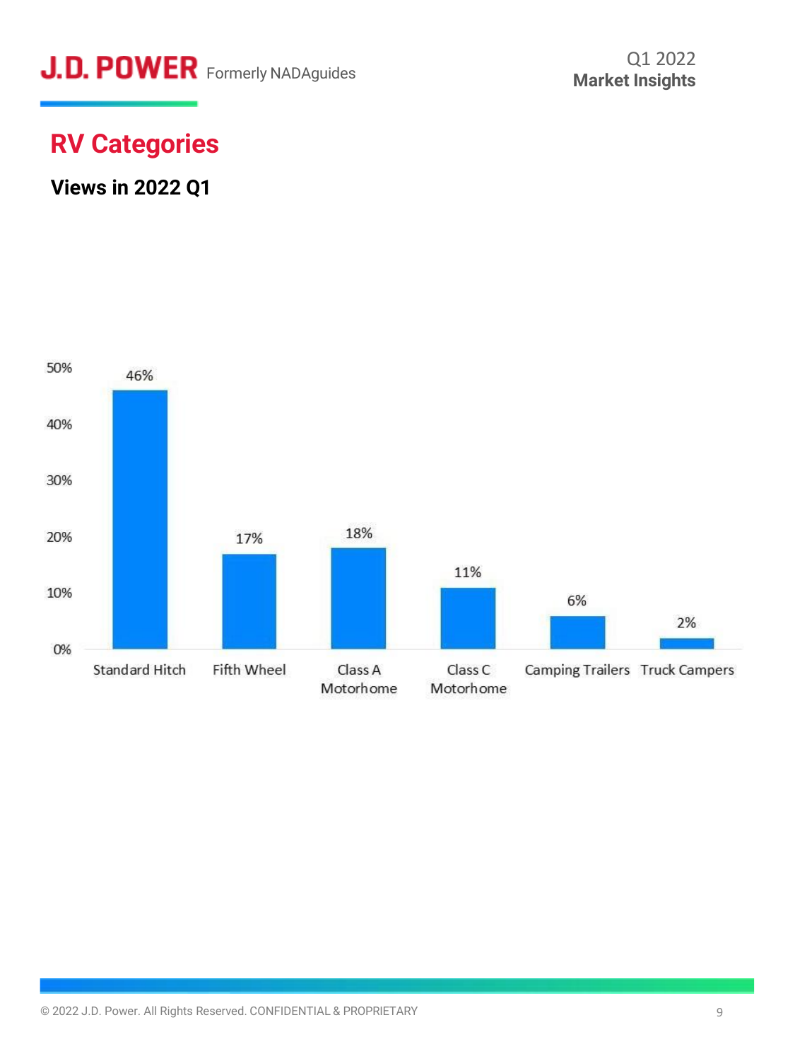# RV Categories

## Views in 2022 Q1

| Category | Views |
|---|---|
| Standard Hitch | 46% |
| Fifth Wheel | 17% |
| Class A Motorhome | 18% |
| Class C Motorhome | 11% |
| Camping Trailers | 6% |
| Truck Campers | 2% |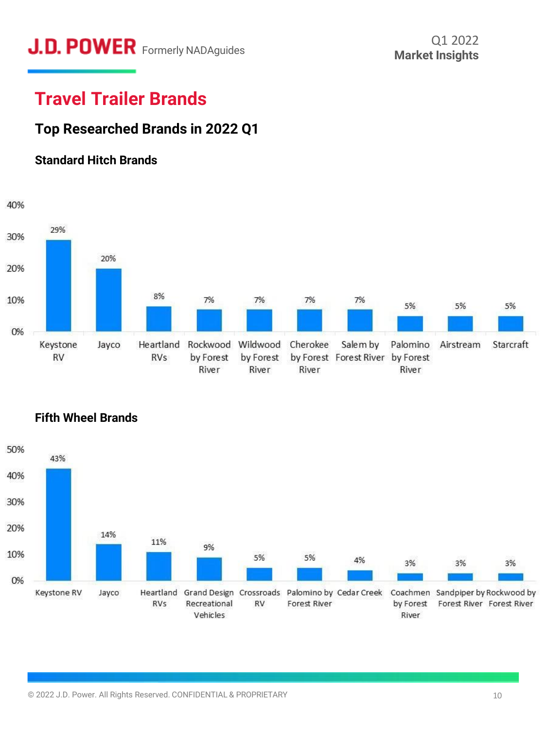# Travel Trailer Brands

## Top Researched Brands in 2022 Q1

### Standard Hitch Brands

| Brand | Share |
| --- | --- |
| Keystone RV | 29% |
| Jayco | 20% |
| Heartland RVs | 8% |
| Rockwood by Forest River | 7% |
| Wildwood by Forest River | 7% |
| Cherokee by Forest River | 7% |
| Salem by Forest River | 7% |
| Palomino by Forest River | 5% |
| Airstream | 5% |
| Starcraft | 5% |

### Fifth Wheel Brands

| Brand | Share |
| --- | --- |
| Keystone RV | 43% |
| Jayco | 14% |
| Heartland RVs | 11% |
| Grand Design Recreational Vehicles | 9% |
| Crossroads RV | 5% |
| Palomino by Forest River | 5% |
| Cedar Creek | 4% |
| Coachmen by Forest River | 3% |
| Sandpiper by Forest River | 3% |
| Rockwood by Forest River | 3% |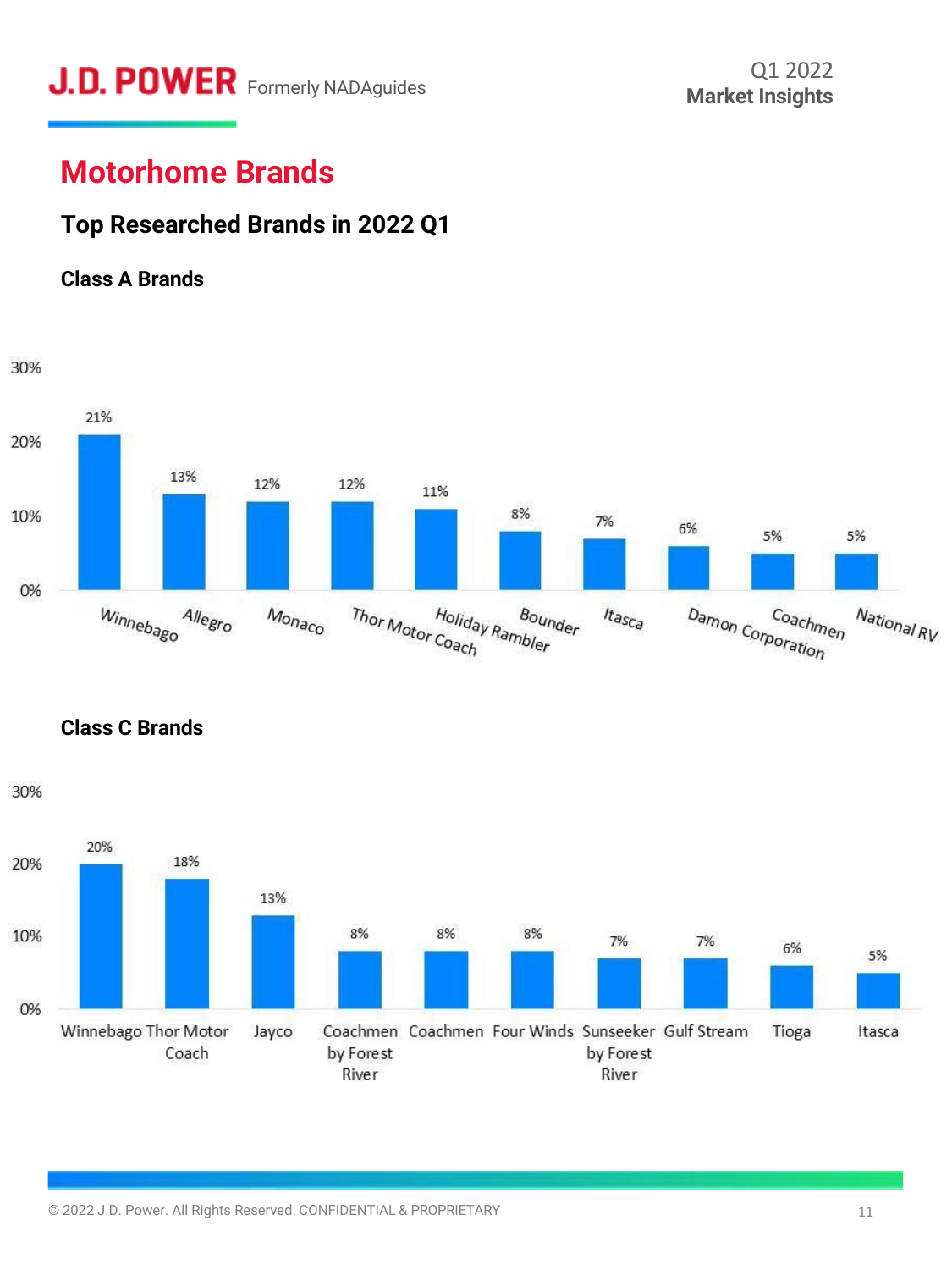# Motorhome Brands

## Top Researched Brands in 2022 Q1

### Class A Brands

| Brand | Share |
| --- | --- |
| Winnebago | 21% |
| Allegro | 13% |
| Monaco | 12% |
| Thor Motor Coach | 12% |
| Holiday Rambler | 11% |
| Bounder | 8% |
| Itasca | 7% |
| Damon Corporation | 6% |
| Coachmen | 5% |
| National RV | 5% |

### Class C Brands

| Brand | Share |
| --- | --- |
| Winnebago | 20% |
| Thor Motor Coach | 18% |
| Jayco | 13% |
| Coachmen by Forest River | 8% |
| Coachmen | 8% |
| Four Winds | 8% |
| Sunseeker by Forest River | 7% |
| Gulf Stream | 7% |
| Tioga | 6% |
| Itasca | 5% |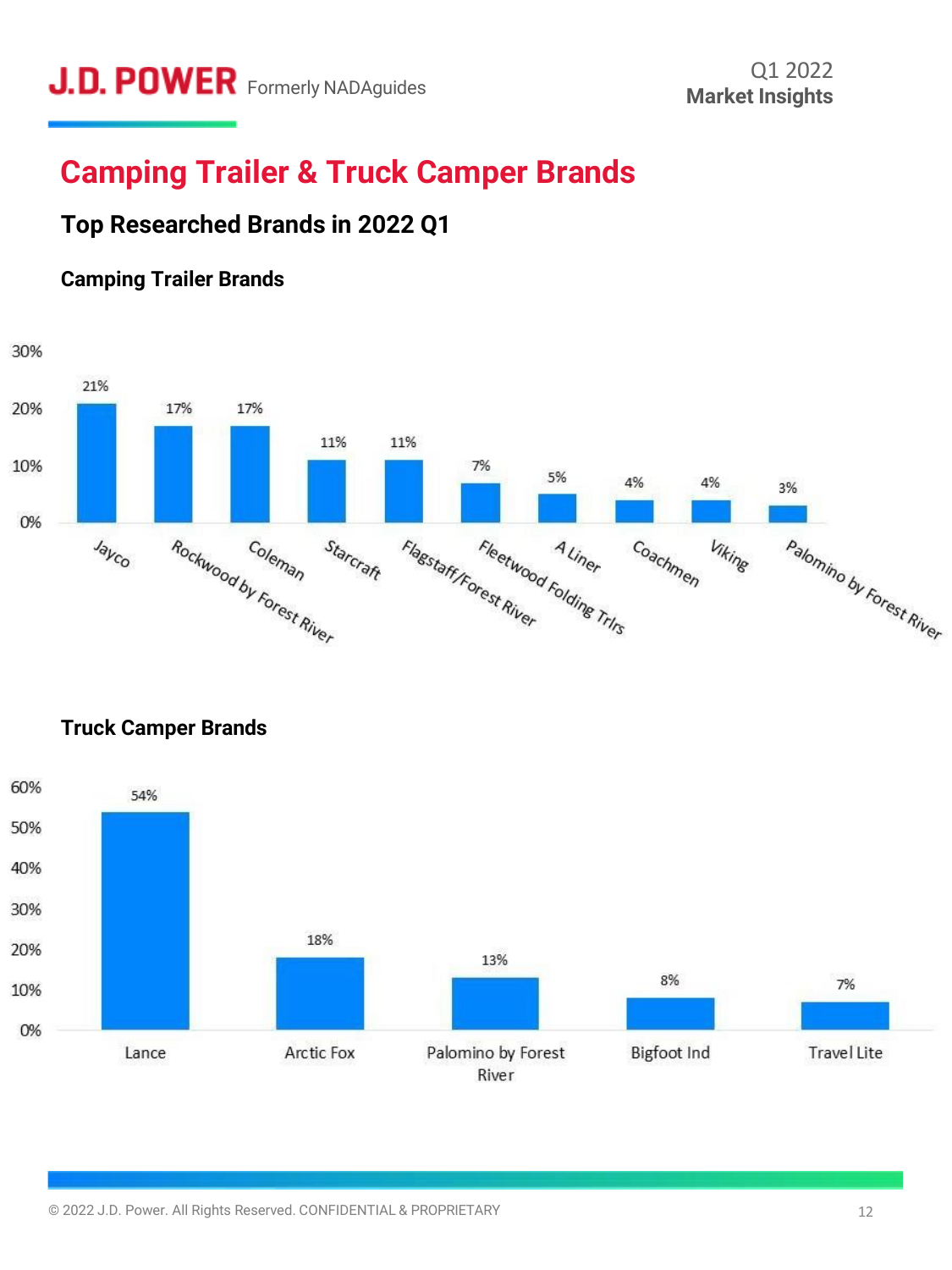# Camping Trailer & Truck Camper Brands

## Top Researched Brands in 2022 Q1

### Camping Trailer Brands

| Brand | Share |
|---|---|
| Jayco | 21% |
| Rockwood by Forest River | 17% |
| Coleman | 17% |
| Starcraft | 11% |
| Flagstaff/Forest River | 11% |
| Fleetwood Folding Trlrs | 7% |
| A Liner | 5% |
| Coachmen | 4% |
| Viking | 4% |
| Palomino by Forest River | 3% |

### Truck Camper Brands

| Brand | Share |
|---|---|
| Lance | 54% |
| Arctic Fox | 18% |
| Palomino by Forest River | 13% |
| Bigfoot Ind | 8% |
| Travel Lite | 7% |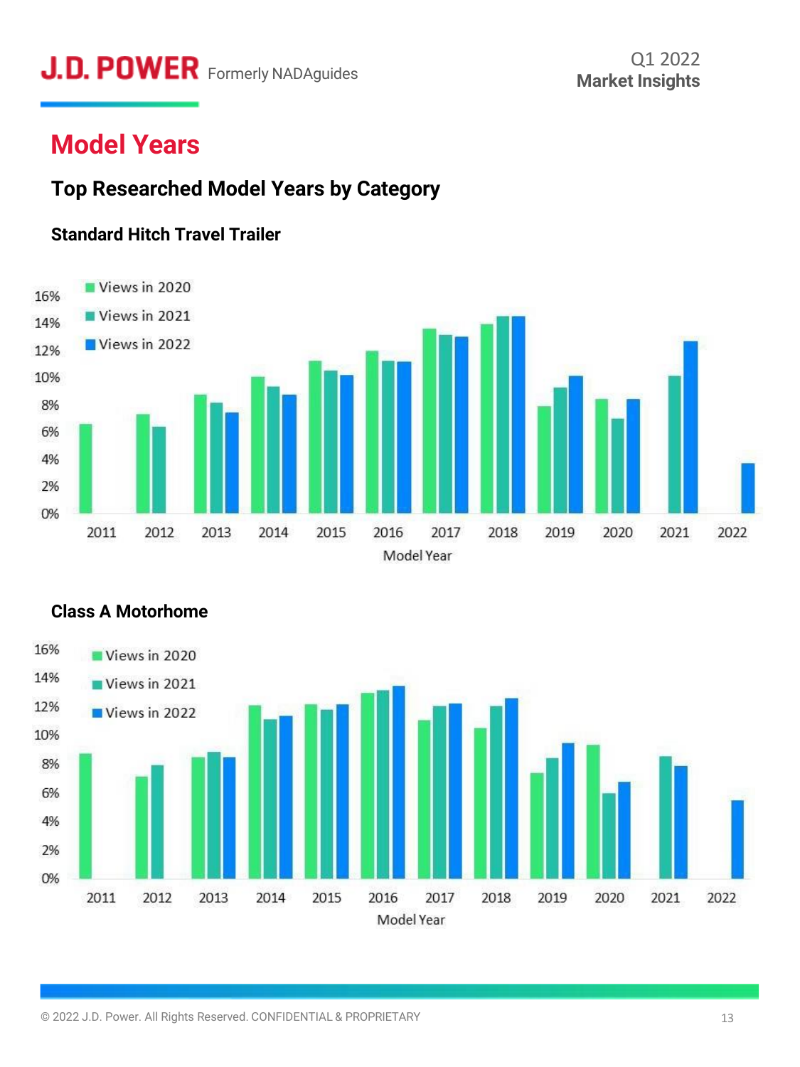## Model Years

### Top Researched Model Years by Category

#### Standard Hitch Travel Trailer

Views in 2020
Views in 2021
Views in 2022

16%
14%
12%
10%
8%
6%
4%
2%
0%

2011 2012 2013 2014 2015 2016 2017 2018 2019 2020 2021 2022

Model Year

#### Class A Motorhome

Views in 2020
Views in 2021
Views in 2022

16%
14%
12%
10%
8%
6%
4%
2%
0%

2011 2012 2013 2014 2015 2016 2017 2018 2019 2020 2021 2022

Model Year

© 2022 J.D. Power. All Rights Reserved. CONFIDENTIAL & PROPRIETARY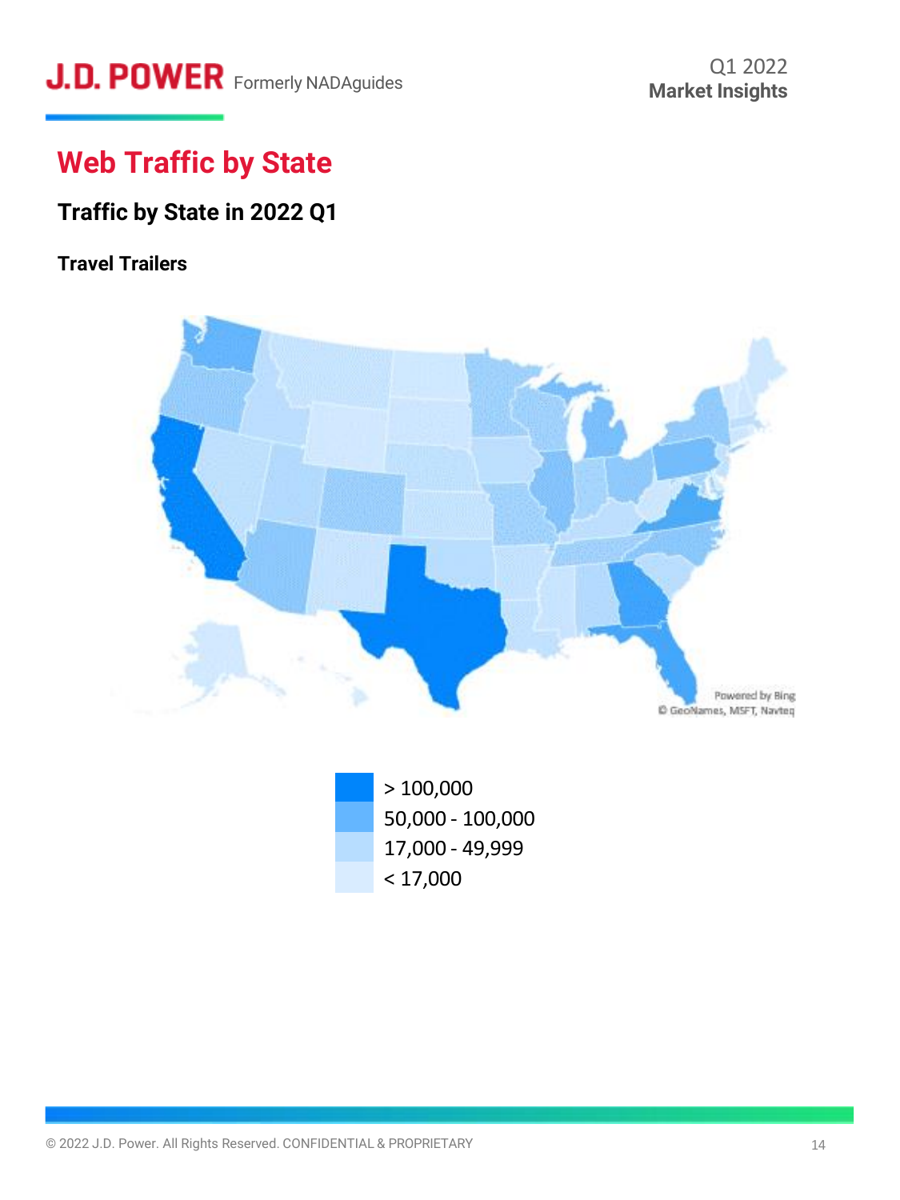# Web Traffic by State

## Traffic by State in 2022 Q1

### Travel Trailers

Powered by Bing
© GeoNames, MSFT, Navteq

- > 100,000
- 50,000 - 100,000
- 17,000 - 49,999
- < 17,000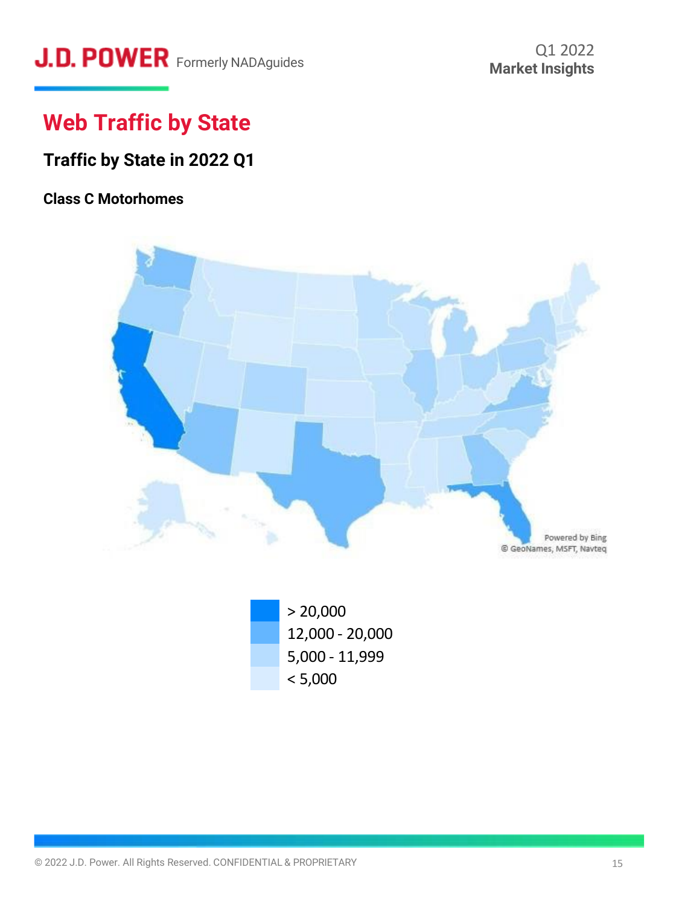# Web Traffic by State

## Traffic by State in 2022 Q1

### Class C Motorhomes

Powered by Bing
© GeoNames, MSFT, Navteq

- > 20,000
- 12,000 - 20,000
- 5,000 - 11,999
- < 5,000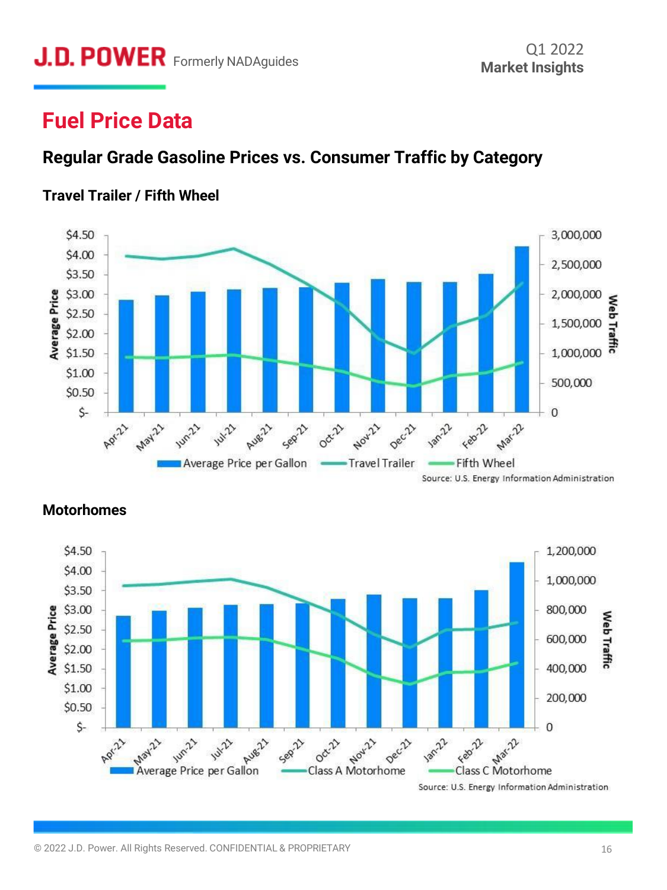# Fuel Price Data

## Regular Grade Gasoline Prices vs. Consumer Traffic by Category

### Travel Trailer / Fifth Wheel

Average Price | Web Traffic

Apr-21, May-21, Jun-21, Jul-21, Aug-21, Sep-21, Oct-21, Nov-21, Dec-21, Jan-22, Feb-22, Mar-22

Average Price per Gallon | Travel Trailer | Fifth Wheel

Source: U.S. Energy Information Administration

### Motorhomes

Average Price | Web Traffic

Apr-21, May-21, Jun-21, Jul-21, Aug-21, Sep-21, Oct-21, Nov-21, Dec-21, Jan-22, Feb-22, Mar-22

Average Price per Gallon | Class A Motorhome | Class C Motorhome

Source: U.S. Energy Information Administration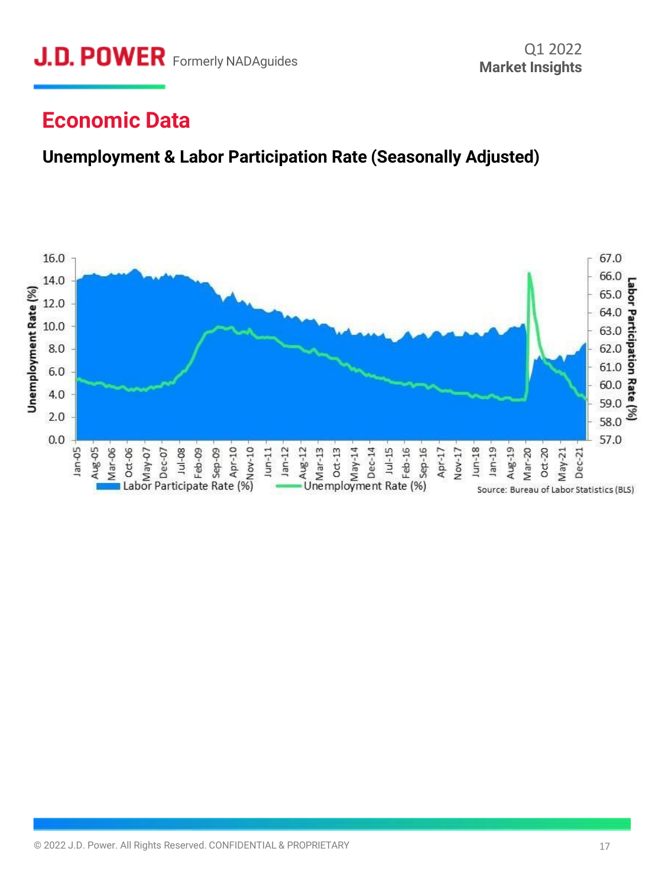## Economic Data

### Unemployment & Labor Participation Rate (Seasonally Adjusted)

Source: Bureau of Labor Statistics (BLS)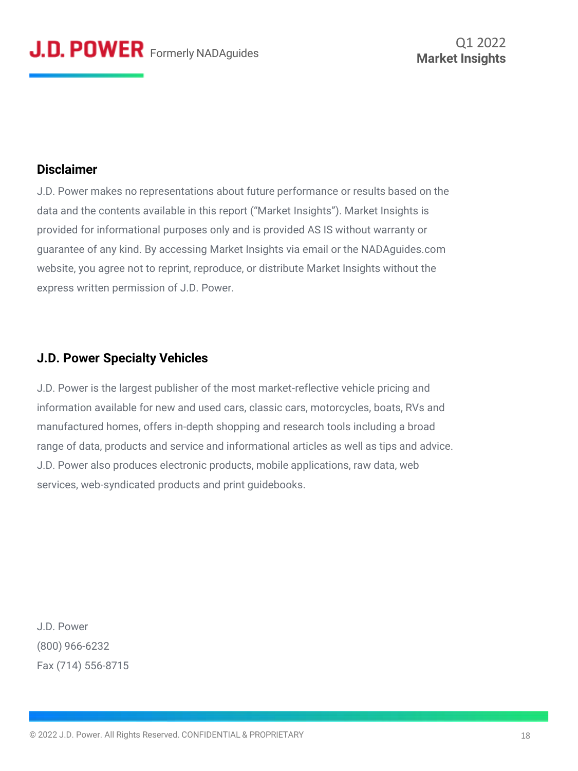## Disclaimer

J.D. Power makes no representations about future performance or results based on the data and the contents available in this report ("Market Insights"). Market Insights is provided for informational purposes only and is provided AS IS without warranty or guarantee of any kind. By accessing Market Insights via email or the NADAguides.com website, you agree not to reprint, reproduce, or distribute Market Insights without the express written permission of J.D. Power.

## J.D. Power Specialty Vehicles

J.D. Power is the largest publisher of the most market-reflective vehicle pricing and information available for new and used cars, classic cars, motorcycles, boats, RVs and manufactured homes, offers in-depth shopping and research tools including a broad range of data, products and service and informational articles as well as tips and advice. J.D. Power also produces electronic products, mobile applications, raw data, web services, web-syndicated products and print guidebooks.

J.D. Power
(800) 966-6232
Fax (714) 556-8715